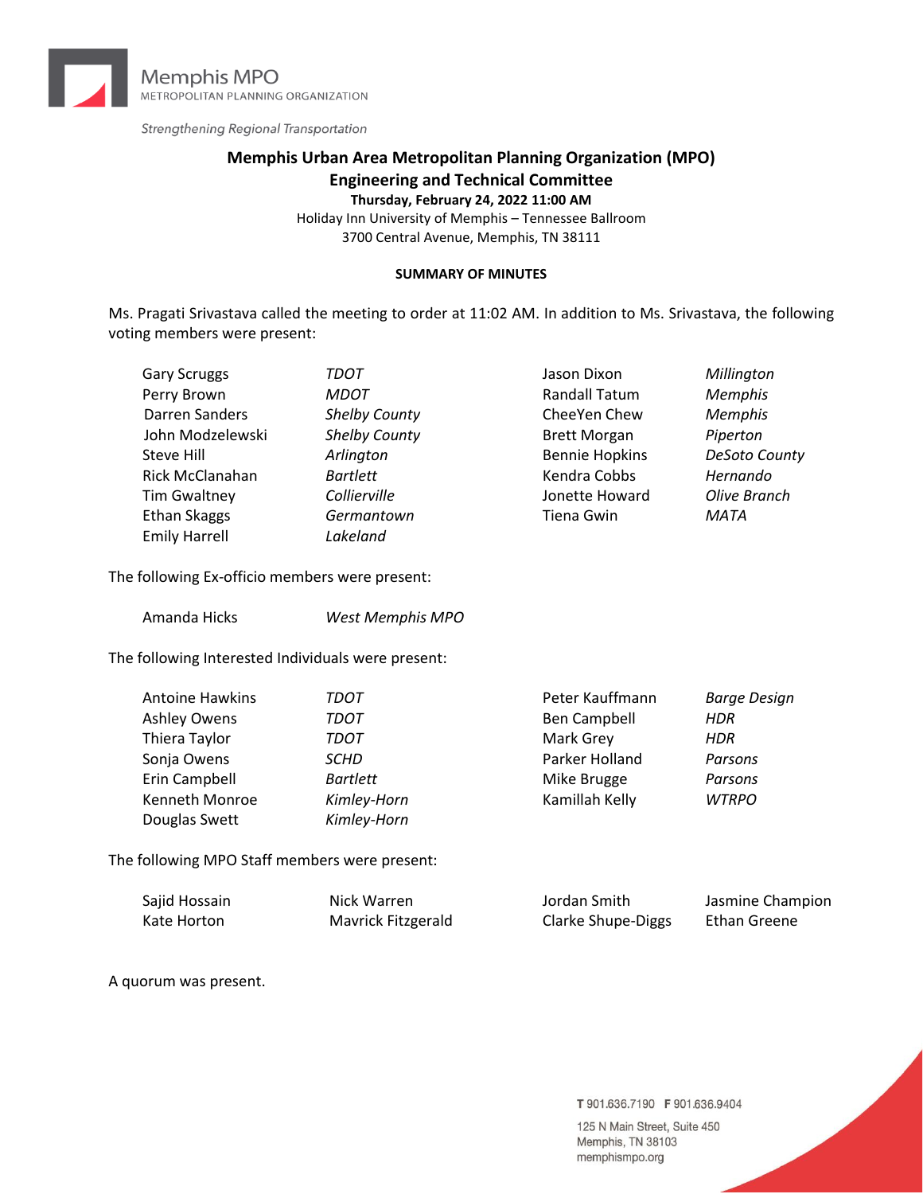Memphis MPO
METROPOLITAN PLANNING ORGANIZATION

*Strengthening Regional Transportation*

# Memphis Urban Area Metropolitan Planning Organization (MPO)
# Engineering and Technical Committee

**Thursday, February 24, 2022 11:00 AM**

Holiday Inn University of Memphis – Tennessee Ballroom
3700 Central Avenue, Memphis, TN 38111

**SUMMARY OF MINUTES**

Ms. Pragati Srivastava called the meeting to order at 11:02 AM. In addition to Ms. Srivastava, the following voting members were present:

| | | | |
|---|---|---|---|
| Gary Scruggs | *TDOT* | Jason Dixon | *Millington* |
| Perry Brown | *MDOT* | Randall Tatum | *Memphis* |
| Darren Sanders | *Shelby County* | CheeYen Chew | *Memphis* |
| John Modzelewski | *Shelby County* | Brett Morgan | *Piperton* |
| Steve Hill | *Arlington* | Bennie Hopkins | *DeSoto County* |
| Rick McClanahan | *Bartlett* | Kendra Cobbs | *Hernando* |
| Tim Gwaltney | *Collierville* | Jonette Howard | *Olive Branch* |
| Ethan Skaggs | *Germantown* | Tiena Gwin | *MATA* |
| Emily Harrell | *Lakeland* | | |

The following Ex-officio members were present:

| | |
|---|---|
| Amanda Hicks | *West Memphis MPO* |

The following Interested Individuals were present:

| | | | |
|---|---|---|---|
| Antoine Hawkins | *TDOT* | Peter Kauffmann | *Barge Design* |
| Ashley Owens | *TDOT* | Ben Campbell | *HDR* |
| Thiera Taylor | *TDOT* | Mark Grey | *HDR* |
| Sonja Owens | *SCHD* | Parker Holland | *Parsons* |
| Erin Campbell | *Bartlett* | Mike Brugge | *Parsons* |
| Kenneth Monroe | *Kimley-Horn* | Kamillah Kelly | *WTRPO* |
| Douglas Swett | *Kimley-Horn* | | |

The following MPO Staff members were present:

| | | | |
|---|---|---|---|
| Sajid Hossain | Nick Warren | Jordan Smith | Jasmine Champion |
| Kate Horton | Mavrick Fitzgerald | Clarke Shupe-Diggs | Ethan Greene |

A quorum was present.

T 901.636.7190 F 901.636.9404
125 N Main Street, Suite 450
Memphis, TN 38103
memphismpo.org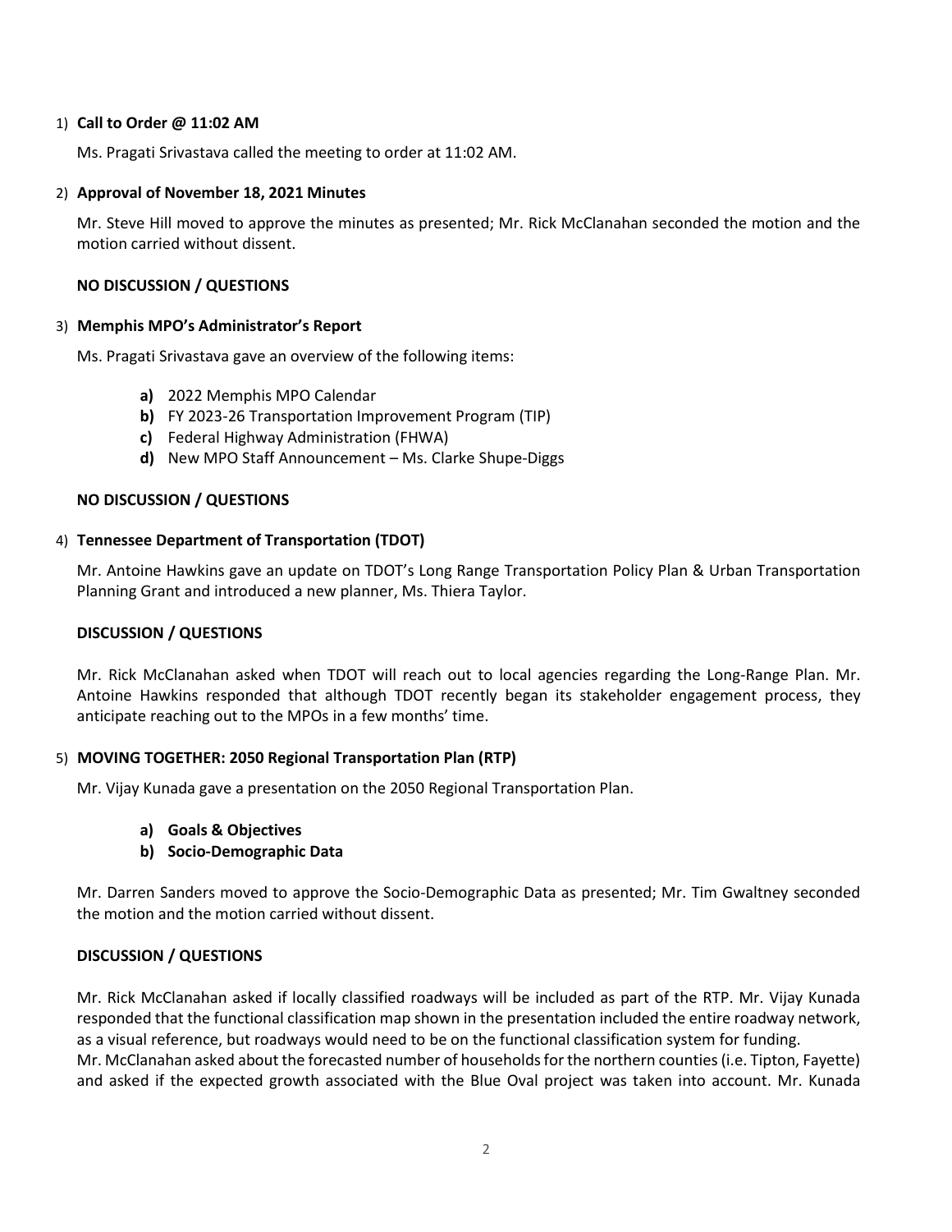1) **Call to Order @ 11:02 AM**

   Ms. Pragati Srivastava called the meeting to order at 11:02 AM.

2) **Approval of November 18, 2021 Minutes**

   Mr. Steve Hill moved to approve the minutes as presented; Mr. Rick McClanahan seconded the motion and the motion carried without dissent.

   **NO DISCUSSION / QUESTIONS**

3) **Memphis MPO's Administrator's Report**

   Ms. Pragati Srivastava gave an overview of the following items:

   - **a)** 2022 Memphis MPO Calendar
   - **b)** FY 2023-26 Transportation Improvement Program (TIP)
   - **c)** Federal Highway Administration (FHWA)
   - **d)** New MPO Staff Announcement – Ms. Clarke Shupe-Diggs

   **NO DISCUSSION / QUESTIONS**

4) **Tennessee Department of Transportation (TDOT)**

   Mr. Antoine Hawkins gave an update on TDOT's Long Range Transportation Policy Plan & Urban Transportation Planning Grant and introduced a new planner, Ms. Thiera Taylor.

   **DISCUSSION / QUESTIONS**

   Mr. Rick McClanahan asked when TDOT will reach out to local agencies regarding the Long-Range Plan. Mr. Antoine Hawkins responded that although TDOT recently began its stakeholder engagement process, they anticipate reaching out to the MPOs in a few months' time.

5) **MOVING TOGETHER: 2050 Regional Transportation Plan (RTP)**

   Mr. Vijay Kunada gave a presentation on the 2050 Regional Transportation Plan.

   - **a) Goals & Objectives**
   - **b) Socio-Demographic Data**

   Mr. Darren Sanders moved to approve the Socio-Demographic Data as presented; Mr. Tim Gwaltney seconded the motion and the motion carried without dissent.

   **DISCUSSION / QUESTIONS**

   Mr. Rick McClanahan asked if locally classified roadways will be included as part of the RTP. Mr. Vijay Kunada responded that the functional classification map shown in the presentation included the entire roadway network, as a visual reference, but roadways would need to be on the functional classification system for funding.
   Mr. McClanahan asked about the forecasted number of households for the northern counties (i.e. Tipton, Fayette) and asked if the expected growth associated with the Blue Oval project was taken into account. Mr. Kunada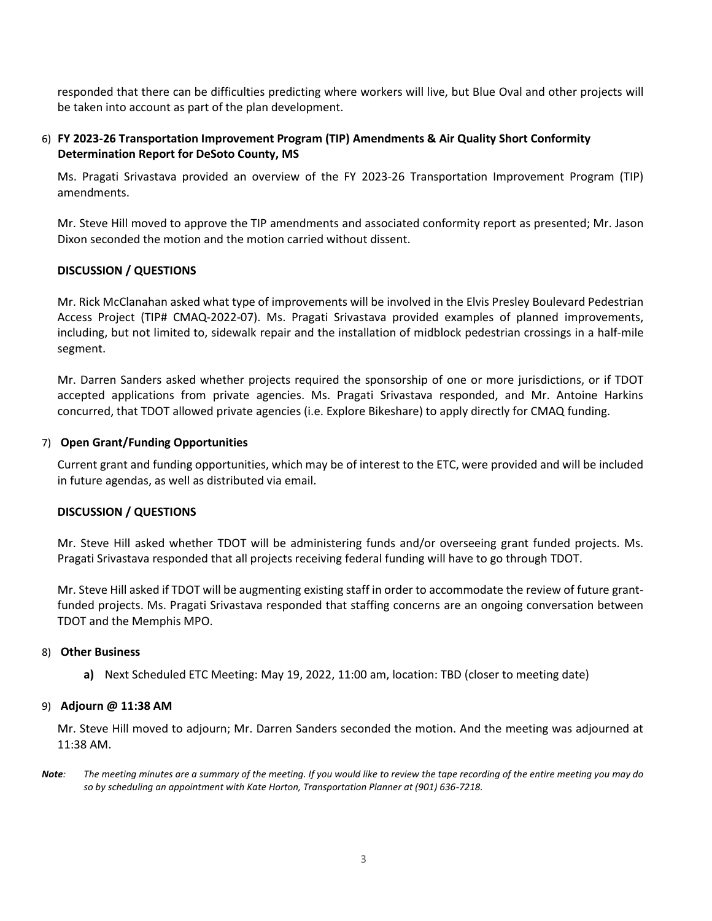responded that there can be difficulties predicting where workers will live, but Blue Oval and other projects will be taken into account as part of the plan development.

6) **FY 2023-26 Transportation Improvement Program (TIP) Amendments & Air Quality Short Conformity Determination Report for DeSoto County, MS**

Ms. Pragati Srivastava provided an overview of the FY 2023-26 Transportation Improvement Program (TIP) amendments.

Mr. Steve Hill moved to approve the TIP amendments and associated conformity report as presented; Mr. Jason Dixon seconded the motion and the motion carried without dissent.

**DISCUSSION / QUESTIONS**

Mr. Rick McClanahan asked what type of improvements will be involved in the Elvis Presley Boulevard Pedestrian Access Project (TIP# CMAQ-2022-07). Ms. Pragati Srivastava provided examples of planned improvements, including, but not limited to, sidewalk repair and the installation of midblock pedestrian crossings in a half-mile segment.

Mr. Darren Sanders asked whether projects required the sponsorship of one or more jurisdictions, or if TDOT accepted applications from private agencies. Ms. Pragati Srivastava responded, and Mr. Antoine Harkins concurred, that TDOT allowed private agencies (i.e. Explore Bikeshare) to apply directly for CMAQ funding.

7) **Open Grant/Funding Opportunities**

Current grant and funding opportunities, which may be of interest to the ETC, were provided and will be included in future agendas, as well as distributed via email.

**DISCUSSION / QUESTIONS**

Mr. Steve Hill asked whether TDOT will be administering funds and/or overseeing grant funded projects. Ms. Pragati Srivastava responded that all projects receiving federal funding will have to go through TDOT.

Mr. Steve Hill asked if TDOT will be augmenting existing staff in order to accommodate the review of future grant-funded projects. Ms. Pragati Srivastava responded that staffing concerns are an ongoing conversation between TDOT and the Memphis MPO.

8) **Other Business**

   **a)** Next Scheduled ETC Meeting: May 19, 2022, 11:00 am, location: TBD (closer to meeting date)

9) **Adjourn @ 11:38 AM**

Mr. Steve Hill moved to adjourn; Mr. Darren Sanders seconded the motion. And the meeting was adjourned at 11:38 AM.

***Note**: The meeting minutes are a summary of the meeting. If you would like to review the tape recording of the entire meeting you may do so by scheduling an appointment with Kate Horton, Transportation Planner at (901) 636-7218.*